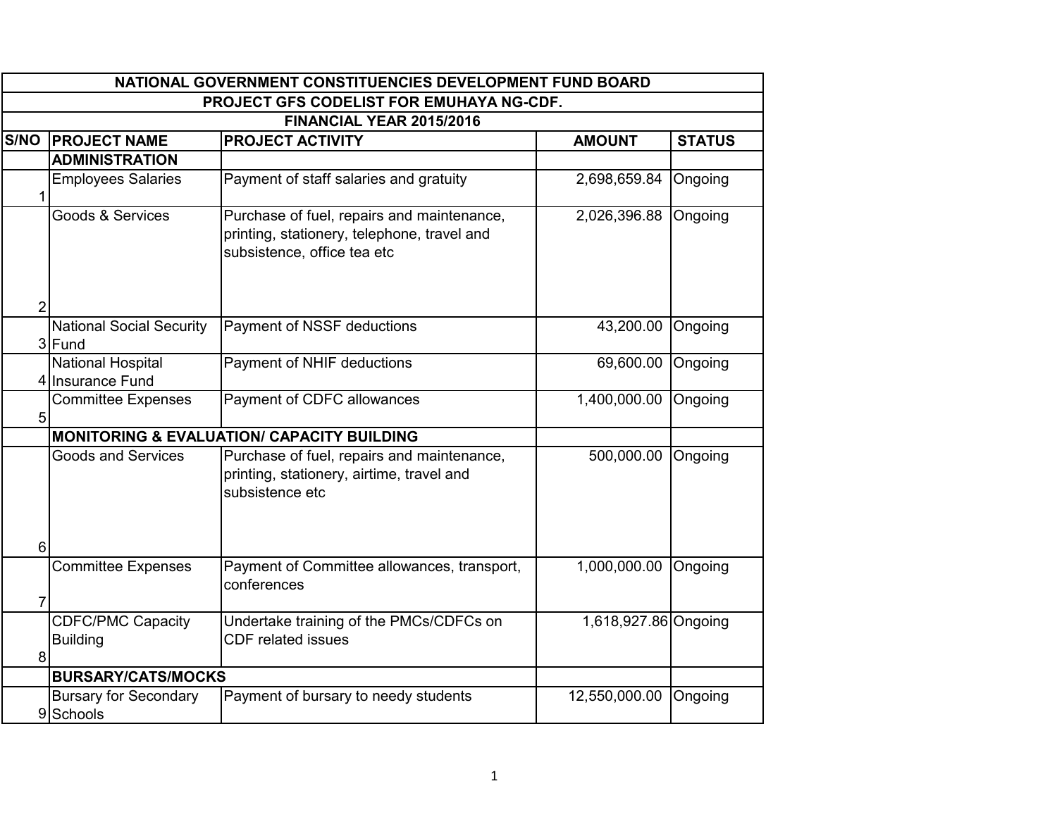| NATIONAL GOVERNMENT CONSTITUENCIES DEVELOPMENT FUND BOARD | | | | |
|---|---|---|---|---|
| PROJECT GFS CODELIST FOR EMUHAYA NG-CDF. | | | | |
| FINANCIAL YEAR 2015/2016 | | | | |
| **S/NO** | **PROJECT NAME** | **PROJECT ACTIVITY** | **AMOUNT** | **STATUS** |
| | **ADMINISTRATION** | | | |
| 1 | Employees Salaries | Payment of staff salaries and gratuity | 2,698,659.84 | Ongoing |
| 2 | Goods & Services | Purchase of fuel, repairs and maintenance, printing, stationery, telephone, travel and subsistence, office tea etc | 2,026,396.88 | Ongoing |
| 3 | National Social Security Fund | Payment of NSSF deductions | 43,200.00 | Ongoing |
| 4 | National Hospital Insurance Fund | Payment of NHIF deductions | 69,600.00 | Ongoing |
| 5 | Committee Expenses | Payment of CDFC allowances | 1,400,000.00 | Ongoing |
| | **MONITORING & EVALUATION/ CAPACITY BUILDING** | | | |
| 6 | Goods and Services | Purchase of fuel, repairs and maintenance, printing, stationery, airtime, travel and subsistence etc | 500,000.00 | Ongoing |
| 7 | Committee Expenses | Payment of Committee allowances, transport, conferences | 1,000,000.00 | Ongoing |
| 8 | CDFC/PMC Capacity Building | Undertake training of the PMCs/CDFCs on CDF related issues | 1,618,927.86 | Ongoing |
| | **BURSARY/CATS/MOCKS** | | | |
| 9 | Bursary for Secondary Schools | Payment of bursary to needy students | 12,550,000.00 | Ongoing |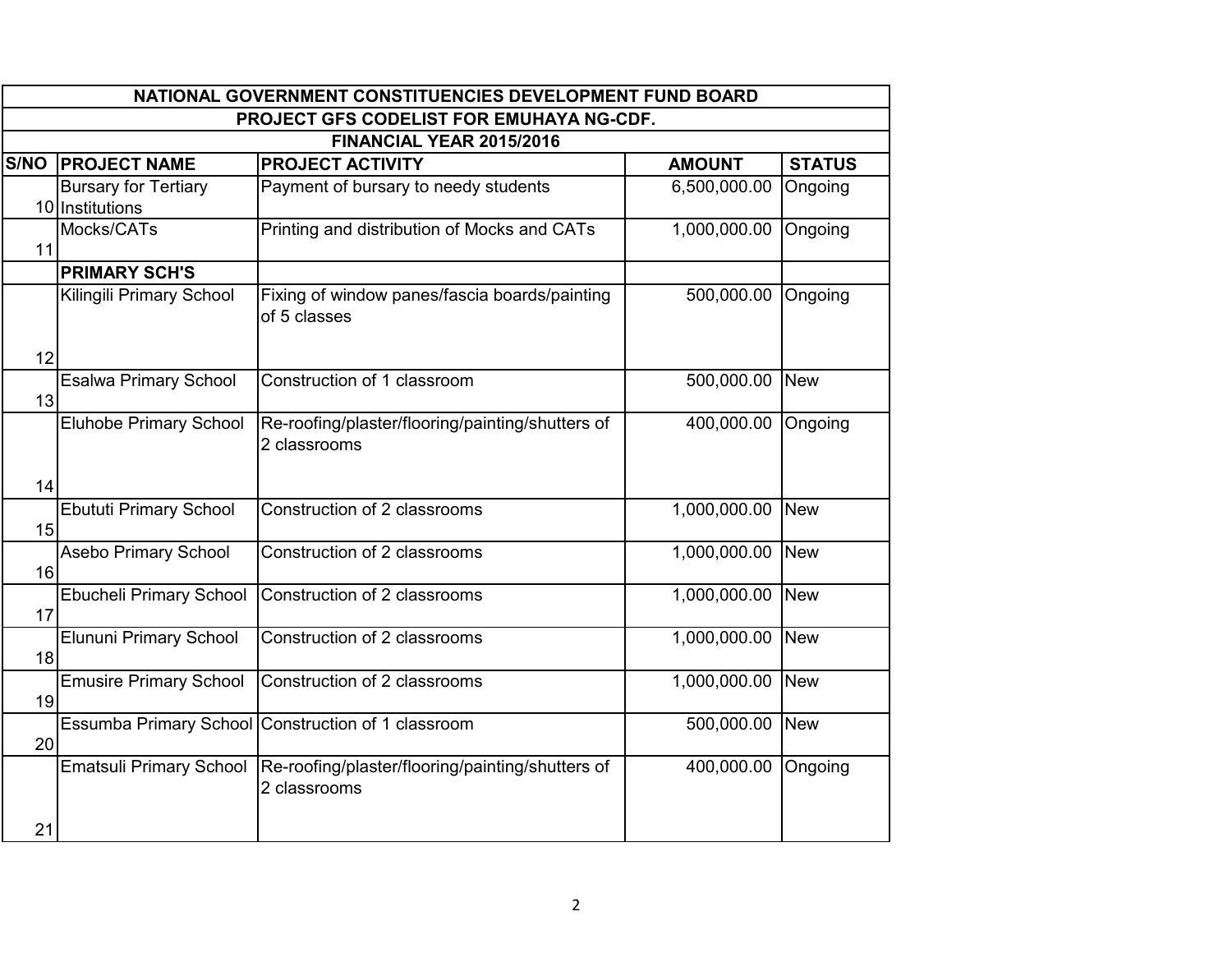| NATIONAL GOVERNMENT CONSTITUENCIES DEVELOPMENT FUND BOARD | | | | |
|---|---|---|---|---|
| PROJECT GFS CODELIST FOR EMUHAYA NG-CDF. | | | | |
| FINANCIAL YEAR 2015/2016 | | | | |
| **S/NO** | **PROJECT NAME** | **PROJECT ACTIVITY** | **AMOUNT** | **STATUS** |
| 10 | Bursary for Tertiary Institutions | Payment of bursary to needy students | 6,500,000.00 | Ongoing |
| 11 | Mocks/CATs | Printing and distribution of Mocks and CATs | 1,000,000.00 | Ongoing |
| | **PRIMARY SCH'S** | | | |
| 12 | Kilingili Primary School | Fixing of window panes/fascia boards/painting of 5 classes | 500,000.00 | Ongoing |
| 13 | Esalwa Primary School | Construction of 1 classroom | 500,000.00 | New |
| 14 | Eluhobe Primary School | Re-roofing/plaster/flooring/painting/shutters of 2 classrooms | 400,000.00 | Ongoing |
| 15 | Ebututi Primary School | Construction of 2 classrooms | 1,000,000.00 | New |
| 16 | Asebo Primary School | Construction of 2 classrooms | 1,000,000.00 | New |
| 17 | Ebucheli Primary School | Construction of 2 classrooms | 1,000,000.00 | New |
| 18 | Elununi Primary School | Construction of 2 classrooms | 1,000,000.00 | New |
| 19 | Emusire Primary School | Construction of 2 classrooms | 1,000,000.00 | New |
| 20 | Essumba Primary School | Construction of 1 classroom | 500,000.00 | New |
| 21 | Ematsuli Primary School | Re-roofing/plaster/flooring/painting/shutters of 2 classrooms | 400,000.00 | Ongoing |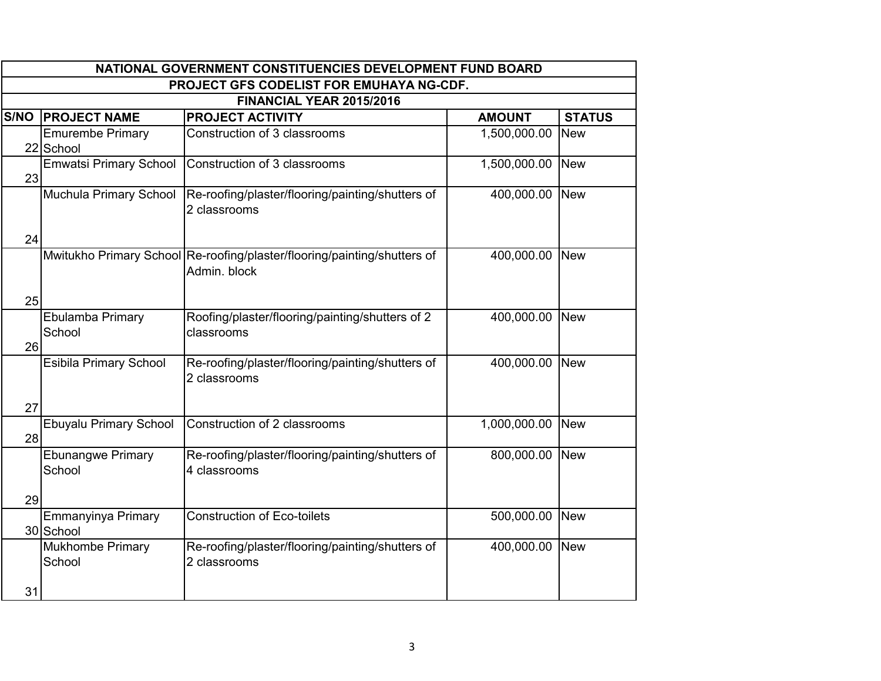| NATIONAL GOVERNMENT CONSTITUENCIES DEVELOPMENT FUND BOARD | | | | |
|---|---|---|---|---|
| PROJECT GFS CODELIST FOR EMUHAYA NG-CDF. | | | | |
| FINANCIAL YEAR 2015/2016 | | | | |
| **S/NO** | **PROJECT NAME** | **PROJECT ACTIVITY** | **AMOUNT** | **STATUS** |
| 22 | Emurembe Primary School | Construction of 3 classrooms | 1,500,000.00 | New |
| 23 | Emwatsi Primary School | Construction of 3 classrooms | 1,500,000.00 | New |
| 24 | Muchula Primary School | Re-roofing/plaster/flooring/painting/shutters of 2 classrooms | 400,000.00 | New |
| 25 | Mwitukho Primary School | Re-roofing/plaster/flooring/painting/shutters of Admin. block | 400,000.00 | New |
| 26 | Ebulamba Primary School | Roofing/plaster/flooring/painting/shutters of 2 classrooms | 400,000.00 | New |
| 27 | Esibila Primary School | Re-roofing/plaster/flooring/painting/shutters of 2 classrooms | 400,000.00 | New |
| 28 | Ebuyalu Primary School | Construction of 2 classrooms | 1,000,000.00 | New |
| 29 | Ebunangwe Primary School | Re-roofing/plaster/flooring/painting/shutters of 4 classrooms | 800,000.00 | New |
| 30 | Emmanyinya Primary School | Construction of Eco-toilets | 500,000.00 | New |
| 31 | Mukhombe Primary School | Re-roofing/plaster/flooring/painting/shutters of 2 classrooms | 400,000.00 | New |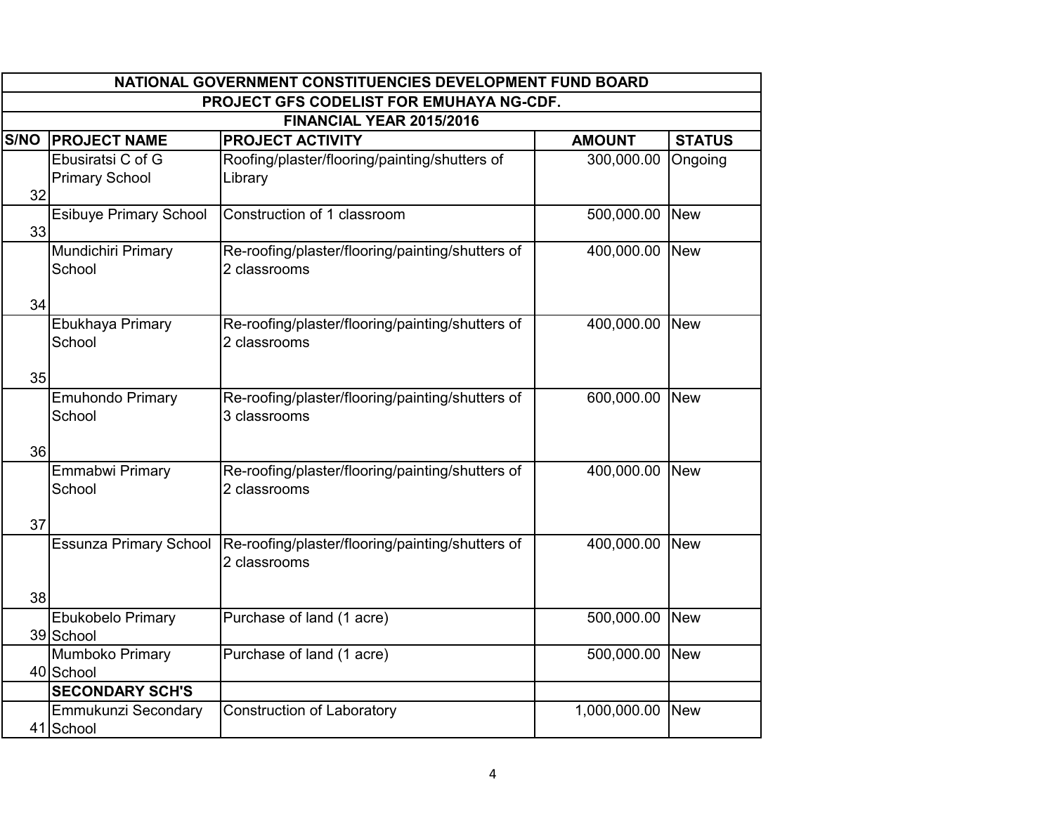| NATIONAL GOVERNMENT CONSTITUENCIES DEVELOPMENT FUND BOARD | | | | |
|---|---|---|---|---|
| PROJECT GFS CODELIST FOR EMUHAYA NG-CDF. | | | | |
| FINANCIAL YEAR 2015/2016 | | | | |
| **S/NO** | **PROJECT NAME** | **PROJECT ACTIVITY** | **AMOUNT** | **STATUS** |
| 32 | Ebusiratsi C of G Primary School | Roofing/plaster/flooring/painting/shutters of Library | 300,000.00 | Ongoing |
| 33 | Esibuye Primary School | Construction of 1 classroom | 500,000.00 | New |
| 34 | Mundichiri Primary School | Re-roofing/plaster/flooring/painting/shutters of 2 classrooms | 400,000.00 | New |
| 35 | Ebukhaya Primary School | Re-roofing/plaster/flooring/painting/shutters of 2 classrooms | 400,000.00 | New |
| 36 | Emuhondo Primary School | Re-roofing/plaster/flooring/painting/shutters of 3 classrooms | 600,000.00 | New |
| 37 | Emmabwi Primary School | Re-roofing/plaster/flooring/painting/shutters of 2 classrooms | 400,000.00 | New |
| 38 | Essunza Primary School | Re-roofing/plaster/flooring/painting/shutters of 2 classrooms | 400,000.00 | New |
| 39 | Ebukobelo Primary School | Purchase of land (1 acre) | 500,000.00 | New |
| 40 | Mumboko Primary School | Purchase of land (1 acre) | 500,000.00 | New |
| | **SECONDARY SCH'S** | | | |
| 41 | Emmukunzi Secondary School | Construction of Laboratory | 1,000,000.00 | New |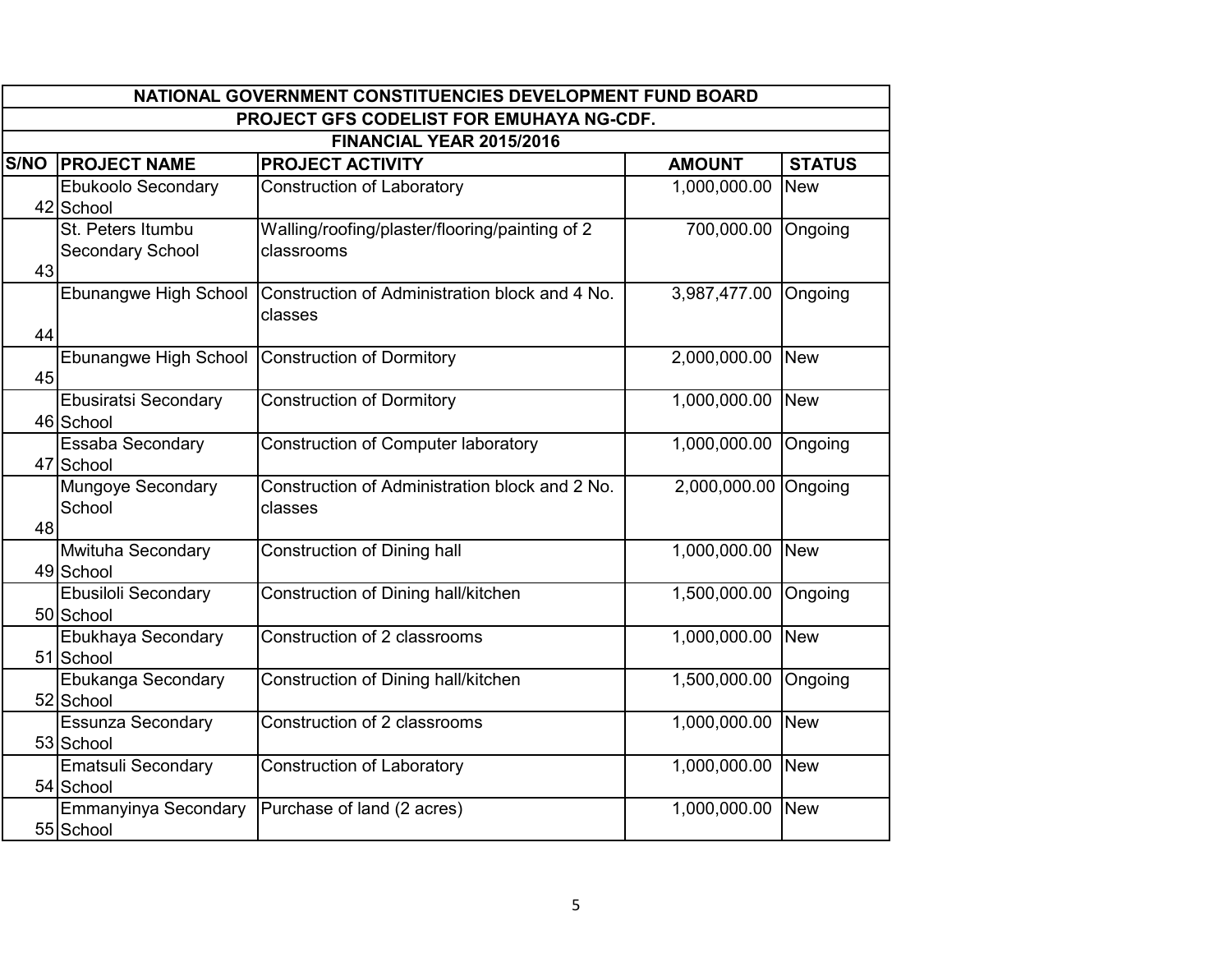| NATIONAL GOVERNMENT CONSTITUENCIES DEVELOPMENT FUND BOARD | | | | |
|---|---|---|---|---|
| PROJECT GFS CODELIST FOR EMUHAYA NG-CDF. | | | | |
| FINANCIAL YEAR 2015/2016 | | | | |
| **S/NO** | **PROJECT NAME** | **PROJECT ACTIVITY** | **AMOUNT** | **STATUS** |
| 42 | Ebukoolo Secondary School | Construction of Laboratory | 1,000,000.00 | New |
| 43 | St. Peters Itumbu Secondary School | Walling/roofing/plaster/flooring/painting of 2 classrooms | 700,000.00 | Ongoing |
| 44 | Ebunangwe High School | Construction of Administration block and 4 No. classes | 3,987,477.00 | Ongoing |
| 45 | Ebunangwe High School | Construction of Dormitory | 2,000,000.00 | New |
| 46 | Ebusiratsi Secondary School | Construction of Dormitory | 1,000,000.00 | New |
| 47 | Essaba Secondary School | Construction of Computer laboratory | 1,000,000.00 | Ongoing |
| 48 | Mungoye Secondary School | Construction of Administration block and 2 No. classes | 2,000,000.00 | Ongoing |
| 49 | Mwituha Secondary School | Construction of Dining hall | 1,000,000.00 | New |
| 50 | Ebusiloli Secondary School | Construction of Dining hall/kitchen | 1,500,000.00 | Ongoing |
| 51 | Ebukhaya Secondary School | Construction of 2 classrooms | 1,000,000.00 | New |
| 52 | Ebukanga Secondary School | Construction of Dining hall/kitchen | 1,500,000.00 | Ongoing |
| 53 | Essunza Secondary School | Construction of 2 classrooms | 1,000,000.00 | New |
| 54 | Ematsuli Secondary School | Construction of Laboratory | 1,000,000.00 | New |
| 55 | Emmanyinya Secondary School | Purchase of land (2 acres) | 1,000,000.00 | New |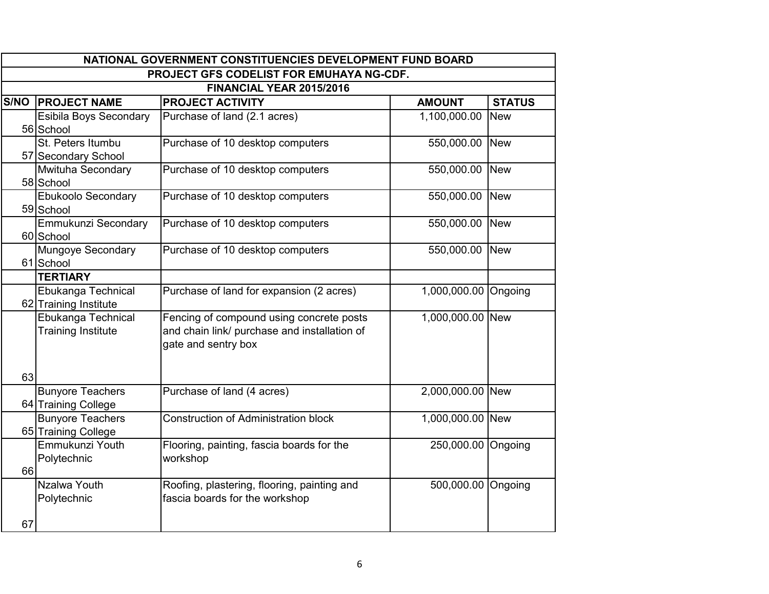| NATIONAL GOVERNMENT CONSTITUENCIES DEVELOPMENT FUND BOARD | | | | |
|---|---|---|---|---|
| PROJECT GFS CODELIST FOR EMUHAYA NG-CDF. | | | | |
| FINANCIAL YEAR 2015/2016 | | | | |
| **S/NO** | **PROJECT NAME** | **PROJECT ACTIVITY** | **AMOUNT** | **STATUS** |
| 56 | Esibila Boys Secondary School | Purchase of land (2.1 acres) | 1,100,000.00 | New |
| 57 | St. Peters Itumbu Secondary School | Purchase of 10 desktop computers | 550,000.00 | New |
| 58 | Mwituha Secondary School | Purchase of 10 desktop computers | 550,000.00 | New |
| 59 | Ebukoolo Secondary School | Purchase of 10 desktop computers | 550,000.00 | New |
| 60 | Emmukunzi Secondary School | Purchase of 10 desktop computers | 550,000.00 | New |
| 61 | Mungoye Secondary School | Purchase of 10 desktop computers | 550,000.00 | New |
| | **TERTIARY** | | | |
| 62 | Ebukanga Technical Training Institute | Purchase of land for expansion (2 acres) | 1,000,000.00 | Ongoing |
| 63 | Ebukanga Technical Training Institute | Fencing of compound using concrete posts and chain link/ purchase and installation of gate and sentry box | 1,000,000.00 | New |
| 64 | Bunyore Teachers Training College | Purchase of land (4 acres) | 2,000,000.00 | New |
| 65 | Bunyore Teachers Training College | Construction of Administration block | 1,000,000.00 | New |
| 66 | Emmukunzi Youth Polytechnic | Flooring, painting, fascia boards for the workshop | 250,000.00 | Ongoing |
| 67 | Nzalwa Youth Polytechnic | Roofing, plastering, flooring, painting and fascia boards for the workshop | 500,000.00 | Ongoing |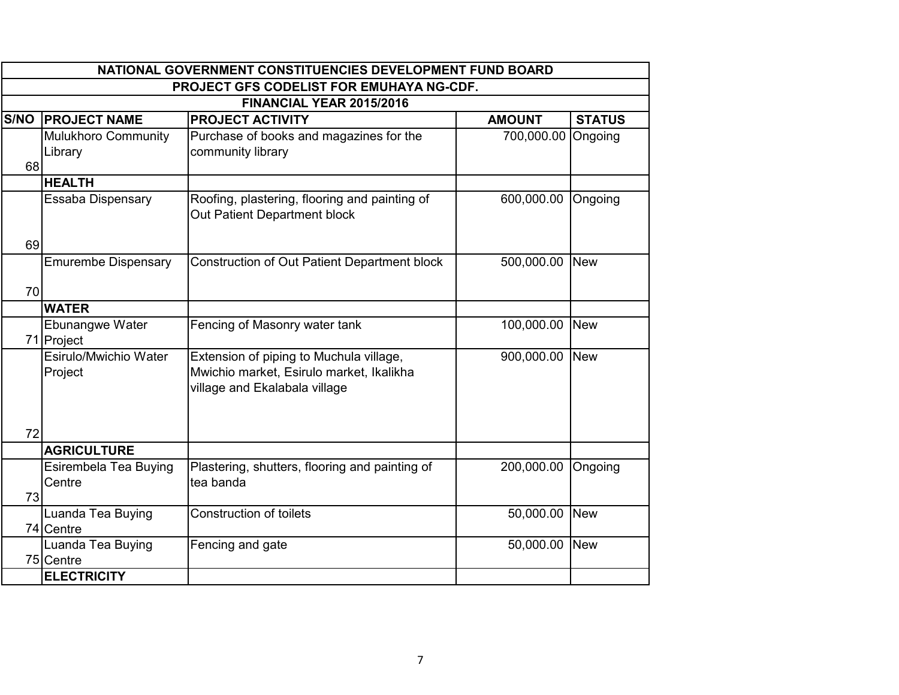| NATIONAL GOVERNMENT CONSTITUENCIES DEVELOPMENT FUND BOARD | | | | |
|---|---|---|---|---|
| PROJECT GFS CODELIST FOR EMUHAYA NG-CDF. | | | | |
| FINANCIAL YEAR 2015/2016 | | | | |
| **S/NO** | **PROJECT NAME** | **PROJECT ACTIVITY** | **AMOUNT** | **STATUS** |
| 68 | Mulukhoro Community Library | Purchase of books and magazines for the community library | 700,000.00 | Ongoing |
| | **HEALTH** | | | |
| 69 | Essaba Dispensary | Roofing, plastering, flooring and painting of Out Patient Department block | 600,000.00 | Ongoing |
| 70 | Emurembe Dispensary | Construction of Out Patient Department block | 500,000.00 | New |
| | **WATER** | | | |
| 71 | Ebunangwe Water Project | Fencing of Masonry water tank | 100,000.00 | New |
| 72 | Esirulo/Mwichio Water Project | Extension of piping to Muchula village, Mwichio market, Esirulo market, Ikalikha village and Ekalabala village | 900,000.00 | New |
| | **AGRICULTURE** | | | |
| 73 | Esirembela Tea Buying Centre | Plastering, shutters, flooring and painting of tea banda | 200,000.00 | Ongoing |
| 74 | Luanda Tea Buying Centre | Construction of toilets | 50,000.00 | New |
| 75 | Luanda Tea Buying Centre | Fencing and gate | 50,000.00 | New |
| | **ELECTRICITY** | | | |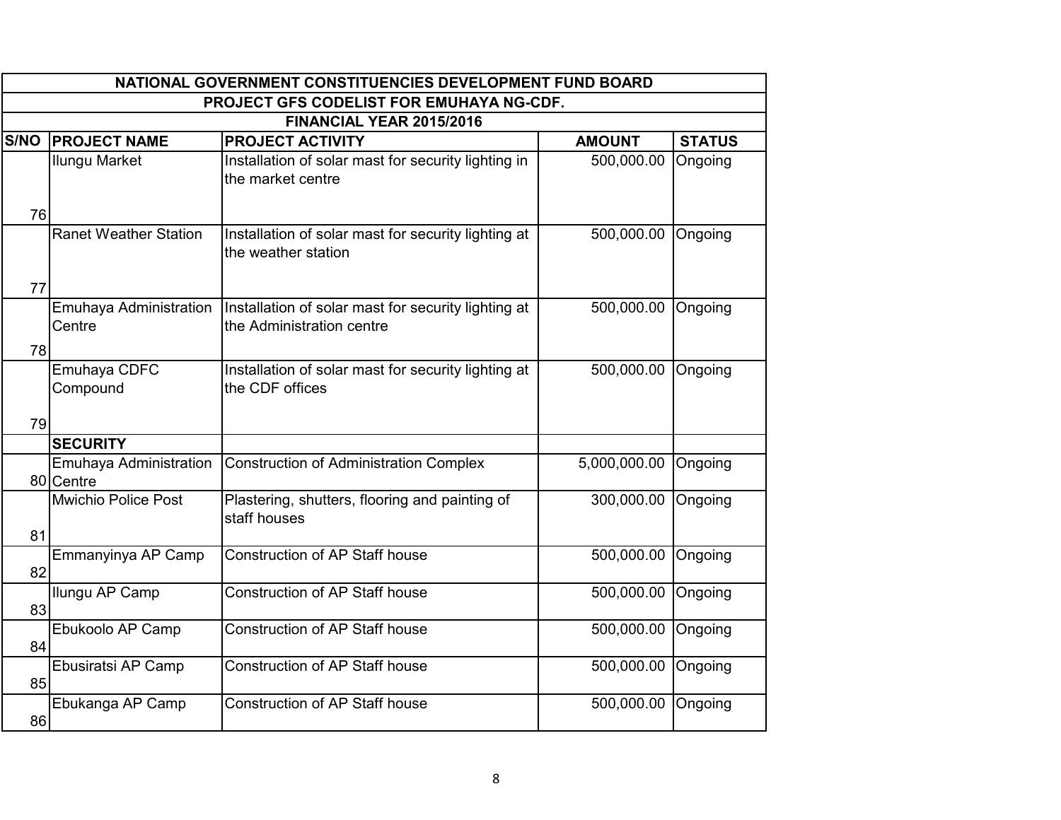| NATIONAL GOVERNMENT CONSTITUENCIES DEVELOPMENT FUND BOARD | | | | |
|---|---|---|---|---|
| PROJECT GFS CODELIST FOR EMUHAYA NG-CDF. | | | | |
| FINANCIAL YEAR 2015/2016 | | | | |
| **S/NO** | **PROJECT NAME** | **PROJECT ACTIVITY** | **AMOUNT** | **STATUS** |
| 76 | Ilungu Market | Installation of solar mast for security lighting in the market centre | 500,000.00 | Ongoing |
| 77 | Ranet Weather Station | Installation of solar mast for security lighting at the weather station | 500,000.00 | Ongoing |
| 78 | Emuhaya Administration Centre | Installation of solar mast for security lighting at the Administration centre | 500,000.00 | Ongoing |
| 79 | Emuhaya CDFC Compound | Installation of solar mast for security lighting at the CDF offices | 500,000.00 | Ongoing |
| | **SECURITY** | | | |
| 80 | Emuhaya Administration Centre | Construction of Administration Complex | 5,000,000.00 | Ongoing |
| 81 | Mwichio Police Post | Plastering, shutters, flooring and painting of staff houses | 300,000.00 | Ongoing |
| 82 | Emmanyinya AP Camp | Construction of AP Staff house | 500,000.00 | Ongoing |
| 83 | Ilungu AP Camp | Construction of AP Staff house | 500,000.00 | Ongoing |
| 84 | Ebukoolo AP Camp | Construction of AP Staff house | 500,000.00 | Ongoing |
| 85 | Ebusiratsi AP Camp | Construction of AP Staff house | 500,000.00 | Ongoing |
| 86 | Ebukanga AP Camp | Construction of AP Staff house | 500,000.00 | Ongoing |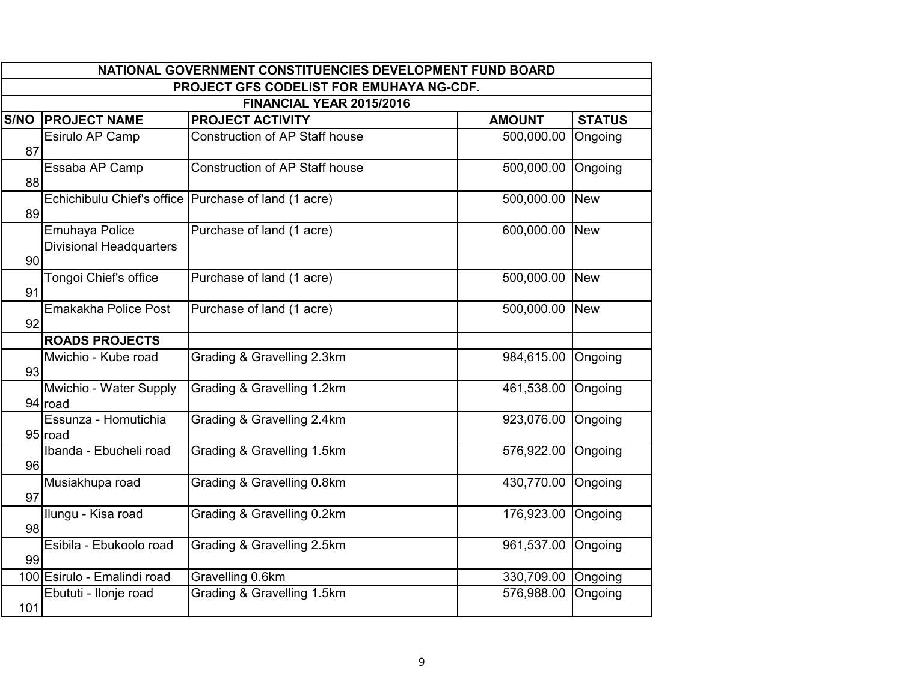| NATIONAL GOVERNMENT CONSTITUENCIES DEVELOPMENT FUND BOARD | | | | |
|---|---|---|---|---|
| PROJECT GFS CODELIST FOR EMUHAYA NG-CDF. | | | | |
| FINANCIAL YEAR 2015/2016 | | | | |
| **S/NO** | **PROJECT NAME** | **PROJECT ACTIVITY** | **AMOUNT** | **STATUS** |
| 87 | Esirulo AP Camp | Construction of AP Staff house | 500,000.00 | Ongoing |
| 88 | Essaba AP Camp | Construction of AP Staff house | 500,000.00 | Ongoing |
| 89 | Echichibulu Chief's office | Purchase of land (1 acre) | 500,000.00 | New |
| 90 | Emuhaya Police Divisional Headquarters | Purchase of land (1 acre) | 600,000.00 | New |
| 91 | Tongoi Chief's office | Purchase of land (1 acre) | 500,000.00 | New |
| 92 | Emakakha Police Post | Purchase of land (1 acre) | 500,000.00 | New |
| | **ROADS PROJECTS** | | | |
| 93 | Mwichio - Kube road | Grading & Gravelling 2.3km | 984,615.00 | Ongoing |
| 94 | Mwichio - Water Supply road | Grading & Gravelling 1.2km | 461,538.00 | Ongoing |
| 95 | Essunza - Homutichia road | Grading & Gravelling 2.4km | 923,076.00 | Ongoing |
| 96 | Ibanda - Ebucheli road | Grading & Gravelling 1.5km | 576,922.00 | Ongoing |
| 97 | Musiakhupa road | Grading & Gravelling 0.8km | 430,770.00 | Ongoing |
| 98 | Ilungu - Kisa road | Grading & Gravelling 0.2km | 176,923.00 | Ongoing |
| 99 | Esibila - Ebukoolo road | Grading & Gravelling 2.5km | 961,537.00 | Ongoing |
| 100 | Esirulo - Emalindi road | Gravelling 0.6km | 330,709.00 | Ongoing |
| 101 | Ebututi - Ilonje road | Grading & Gravelling 1.5km | 576,988.00 | Ongoing |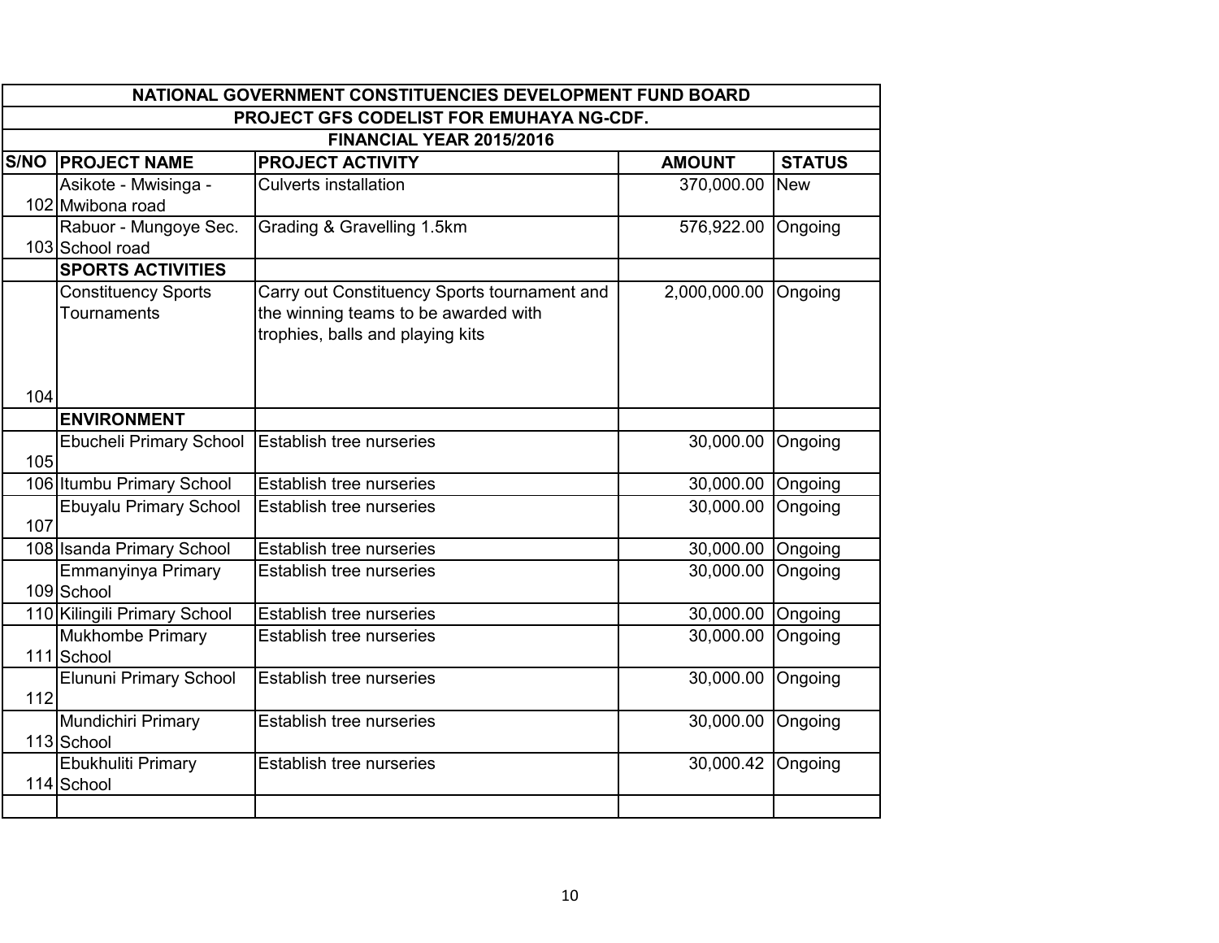| NATIONAL GOVERNMENT CONSTITUENCIES DEVELOPMENT FUND BOARD | | | | |
|---|---|---|---|---|
| PROJECT GFS CODELIST FOR EMUHAYA NG-CDF. | | | | |
| FINANCIAL YEAR 2015/2016 | | | | |
| **S/NO** | **PROJECT NAME** | **PROJECT ACTIVITY** | **AMOUNT** | **STATUS** |
| 102 | Asikote - Mwisinga - Mwibona road | Culverts installation | 370,000.00 | New |
| 103 | Rabuor - Mungoye Sec. School road | Grading & Gravelling 1.5km | 576,922.00 | Ongoing |
| | **SPORTS ACTIVITIES** | | | |
| 104 | Constituency Sports Tournaments | Carry out Constituency Sports tournament and the winning teams to be awarded with trophies, balls and playing kits | 2,000,000.00 | Ongoing |
| | **ENVIRONMENT** | | | |
| 105 | Ebucheli Primary School | Establish tree nurseries | 30,000.00 | Ongoing |
| 106 | Itumbu Primary School | Establish tree nurseries | 30,000.00 | Ongoing |
| 107 | Ebuyalu Primary School | Establish tree nurseries | 30,000.00 | Ongoing |
| 108 | Isanda Primary School | Establish tree nurseries | 30,000.00 | Ongoing |
| 109 | Emmanyinya Primary School | Establish tree nurseries | 30,000.00 | Ongoing |
| 110 | Kilingili Primary School | Establish tree nurseries | 30,000.00 | Ongoing |
| 111 | Mukhombe Primary School | Establish tree nurseries | 30,000.00 | Ongoing |
| 112 | Elununi Primary School | Establish tree nurseries | 30,000.00 | Ongoing |
| 113 | Mundichiri Primary School | Establish tree nurseries | 30,000.00 | Ongoing |
| 114 | Ebukhuliti Primary School | Establish tree nurseries | 30,000.42 | Ongoing |
| | | | | |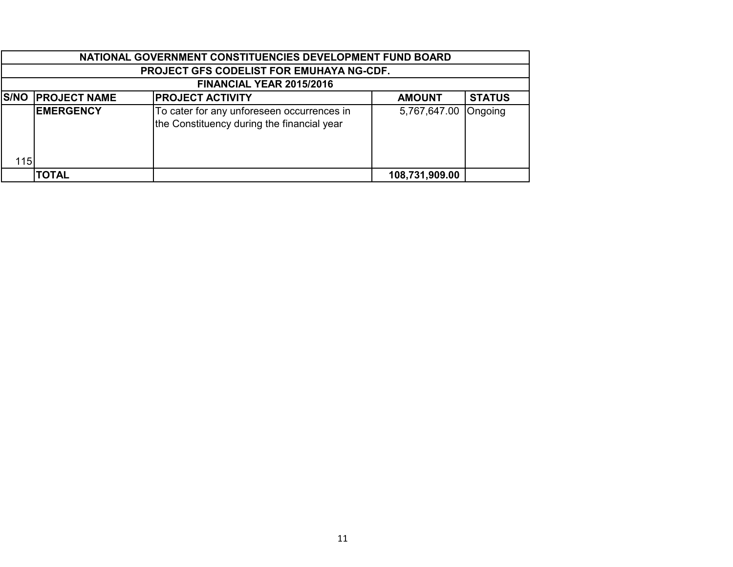| NATIONAL GOVERNMENT CONSTITUENCIES DEVELOPMENT FUND BOARD | | | | |
|---|---|---|---|---|
| PROJECT GFS CODELIST FOR EMUHAYA NG-CDF. | | | | |
| FINANCIAL YEAR 2015/2016 | | | | |
| **S/NO** | **PROJECT NAME** | **PROJECT ACTIVITY** | **AMOUNT** | **STATUS** |
| 115 | **EMERGENCY** | To cater for any unforeseen occurrences in the Constituency during the financial year | 5,767,647.00 | Ongoing |
| | **TOTAL** | | **108,731,909.00** | |